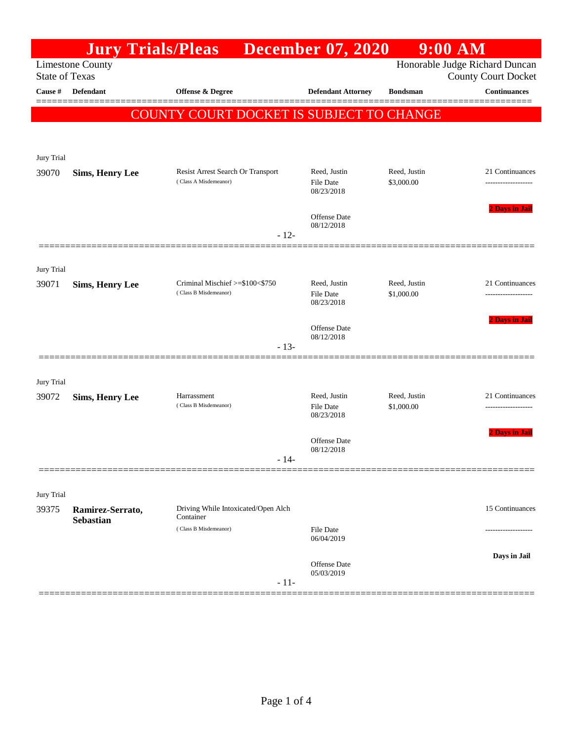# Jury Trials/Pleas December 07, 2020 9:00 AM

Limestone County
State of Texas

Honorable Judge Richard Duncan
County Court Docket

**COUNTY COURT DOCKET IS SUBJECT TO CHANGE**

| Cause # | Defendant | Offense & Degree | Defendant Attorney | Bondsman | Continuances |
|---|---|---|---|---|---|
| Jury Trial | | | | | |
| 39070 | **Sims, Henry Lee** | Resist Arrest Search Or Transport (Class A Misdemeanor) | Reed, Justin<br>File Date 08/23/2018<br>Offense Date 08/12/2018 | Reed, Justin<br>$3,000.00 | 21 Continuances<br>2 Days in Jail |
| | | - 12- | | | |
| Jury Trial | | | | | |
| 39071 | **Sims, Henry Lee** | Criminal Mischief >=$100<$750 (Class B Misdemeanor) | Reed, Justin<br>File Date 08/23/2018<br>Offense Date 08/12/2018 | Reed, Justin<br>$1,000.00 | 21 Continuances<br>2 Days in Jail |
| | | - 13- | | | |
| Jury Trial | | | | | |
| 39072 | **Sims, Henry Lee** | Harrassment (Class B Misdemeanor) | Reed, Justin<br>File Date 08/23/2018<br>Offense Date 08/12/2018 | Reed, Justin<br>$1,000.00 | 21 Continuances<br>2 Days in Jail |
| | | - 14- | | | |
| Jury Trial | | | | | |
| 39375 | **Ramirez-Serrato, Sebastian** | Driving While Intoxicated/Open Alch Container (Class B Misdemeanor) | File Date 06/04/2019<br>Offense Date 05/03/2019 | | 15 Continuances<br>Days in Jail |
| | | - 11- | | | |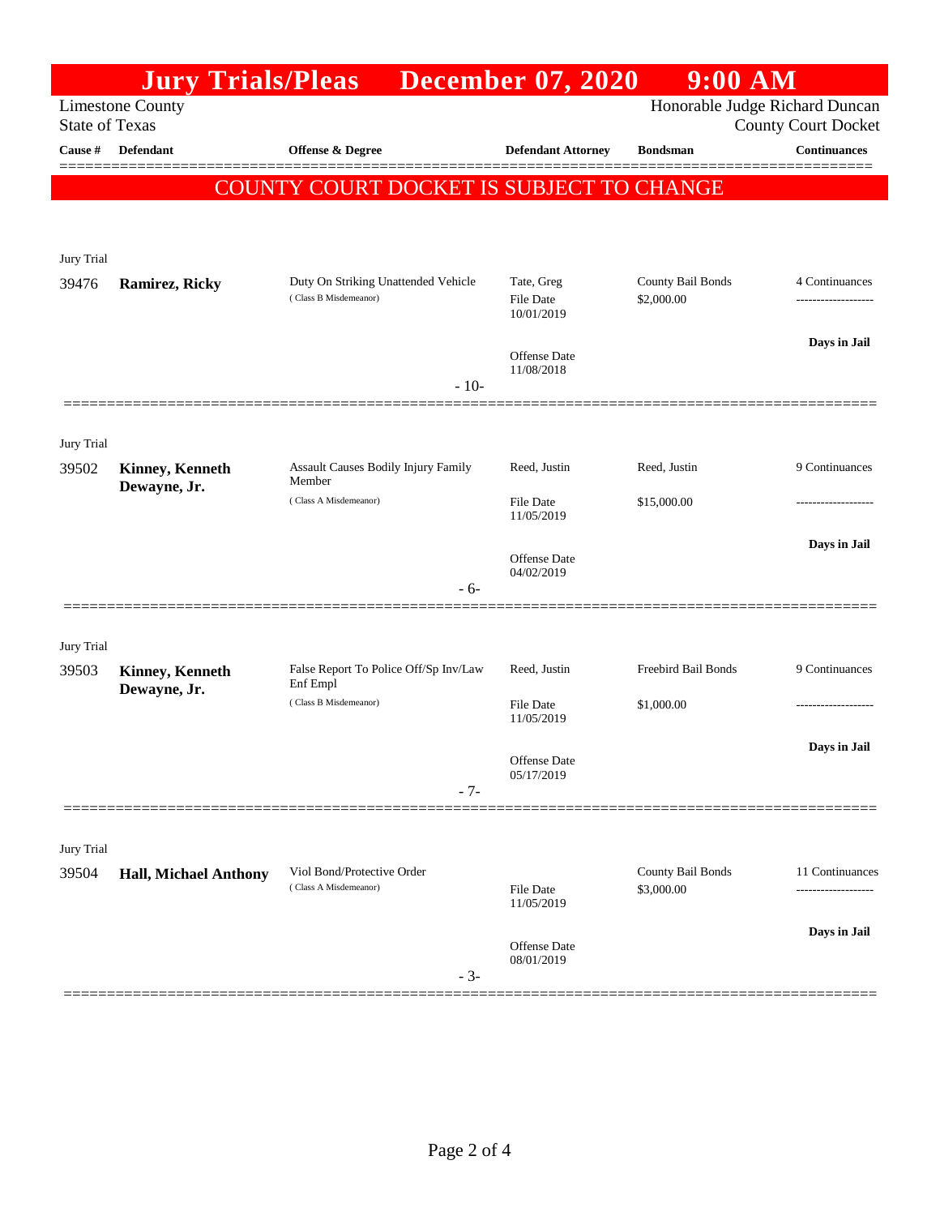# Jury Trials/Pleas December 07, 2020 9:00 AM

Limestone County
State of Texas

Honorable Judge Richard Duncan
County Court Docket

**COUNTY COURT DOCKET IS SUBJECT TO CHANGE**

| Cause # | Defendant | Offense & Degree | Defendant Attorney | Bondsman | Continuances |
|---|---|---|---|---|---|
| Jury Trial | | | | | |
| 39476 | **Ramirez, Ricky** | Duty On Striking Unattended Vehicle (Class B Misdemeanor) | Tate, Greg<br>File Date 10/01/2019<br>Offense Date 11/08/2018 | County Bail Bonds<br>$2,000.00 | 4 Continuances<br>**Days in Jail** |
| | | - 10- | | | |
| Jury Trial | | | | | |
| 39502 | **Kinney, Kenneth Dewayne, Jr.** | Assault Causes Bodily Injury Family Member (Class A Misdemeanor) | Reed, Justin<br>File Date 11/05/2019<br>Offense Date 04/02/2019 | Reed, Justin<br>$15,000.00 | 9 Continuances<br>**Days in Jail** |
| | | - 6- | | | |
| Jury Trial | | | | | |
| 39503 | **Kinney, Kenneth Dewayne, Jr.** | False Report To Police Off/Sp Inv/Law Enf Empl (Class B Misdemeanor) | Reed, Justin<br>File Date 11/05/2019<br>Offense Date 05/17/2019 | Freebird Bail Bonds<br>$1,000.00 | 9 Continuances<br>**Days in Jail** |
| | | - 7- | | | |
| Jury Trial | | | | | |
| 39504 | **Hall, Michael Anthony** | Viol Bond/Protective Order (Class A Misdemeanor) | File Date 11/05/2019<br>Offense Date 08/01/2019 | County Bail Bonds<br>$3,000.00 | 11 Continuances<br>**Days in Jail** |
| | | - 3- | | | |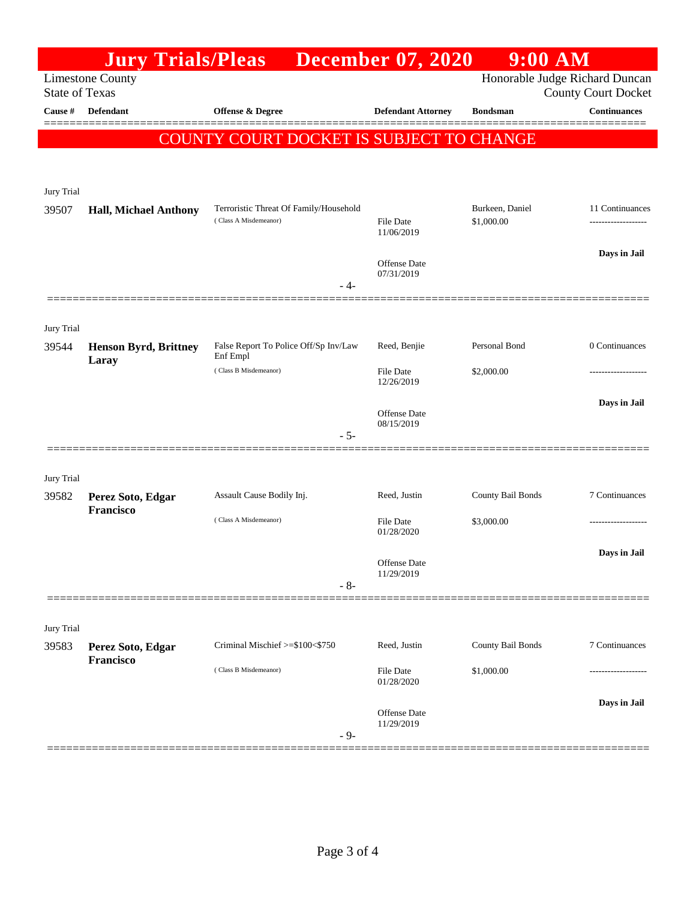# Jury Trials/Pleas December 07, 2020 9:00 AM

Limestone County
State of Texas

Honorable Judge Richard Duncan
County Court Docket

**COUNTY COURT DOCKET IS SUBJECT TO CHANGE**

| Cause # | Defendant | Offense & Degree | Defendant Attorney | Bondsman | Continuances |
|---|---|---|---|---|---|
| Jury Trial | | | | | |
| 39507 | **Hall, Michael Anthony** | Terroristic Threat Of Family/Household (Class A Misdemeanor) | File Date 11/06/2019<br>Offense Date 07/31/2019 | Burkeen, Daniel<br>$1,000.00 | 11 Continuances<br>-------------------<br>**Days in Jail** |
| | | - 4- | | | |
| Jury Trial | | | | | |
| 39544 | **Henson Byrd, Brittney Laray** | False Report To Police Off/Sp Inv/Law Enf Empl (Class B Misdemeanor) | Reed, Benjie<br>File Date 12/26/2019<br>Offense Date 08/15/2019 | Personal Bond<br>$2,000.00 | 0 Continuances<br>-------------------<br>**Days in Jail** |
| | | - 5- | | | |
| Jury Trial | | | | | |
| 39582 | **Perez Soto, Edgar Francisco** | Assault Cause Bodily Inj. (Class A Misdemeanor) | Reed, Justin<br>File Date 01/28/2020<br>Offense Date 11/29/2019 | County Bail Bonds<br>$3,000.00 | 7 Continuances<br>-------------------<br>**Days in Jail** |
| | | - 8- | | | |
| Jury Trial | | | | | |
| 39583 | **Perez Soto, Edgar Francisco** | Criminal Mischief >=$100<$750 (Class B Misdemeanor) | Reed, Justin<br>File Date 01/28/2020<br>Offense Date 11/29/2019 | County Bail Bonds<br>$1,000.00 | 7 Continuances<br>-------------------<br>**Days in Jail** |
| | | - 9- | | | |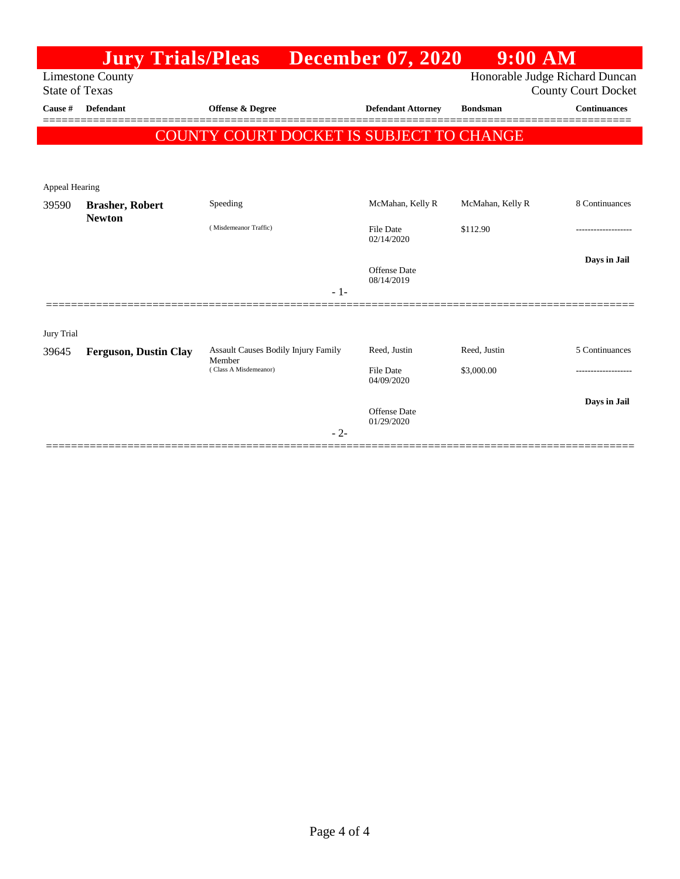# Jury Trials/Pleas December 07, 2020 9:00 AM

Limestone County
State of Texas

Honorable Judge Richard Duncan
County Court Docket

| Cause # | Defendant | Offense & Degree | Defendant Attorney | Bondsman | Continuances |
|---|---|---|---|---|---|

## COUNTY COURT DOCKET IS SUBJECT TO CHANGE

Appeal Hearing

| Cause # | Defendant | Offense & Degree | Defendant Attorney | Bondsman | Continuances |
|---|---|---|---|---|---|
| 39590 | **Brasher, Robert Newton** | Speeding | McMahan, Kelly R | McMahan, Kelly R | 8 Continuances |
| | | ( Misdemeanor Traffic) | File Date 02/14/2020 | $112.90 | ------------------- |
| | | | Offense Date 08/14/2019 | | **Days in Jail** |

- 1-

Jury Trial

| Cause # | Defendant | Offense & Degree | Defendant Attorney | Bondsman | Continuances |
|---|---|---|---|---|---|
| 39645 | **Ferguson, Dustin Clay** | Assault Causes Bodily Injury Family Member | Reed, Justin | Reed, Justin | 5 Continuances |
| | | ( Class A Misdemeanor) | File Date 04/09/2020 | $3,000.00 | ------------------- |
| | | | Offense Date 01/29/2020 | | **Days in Jail** |

- 2-